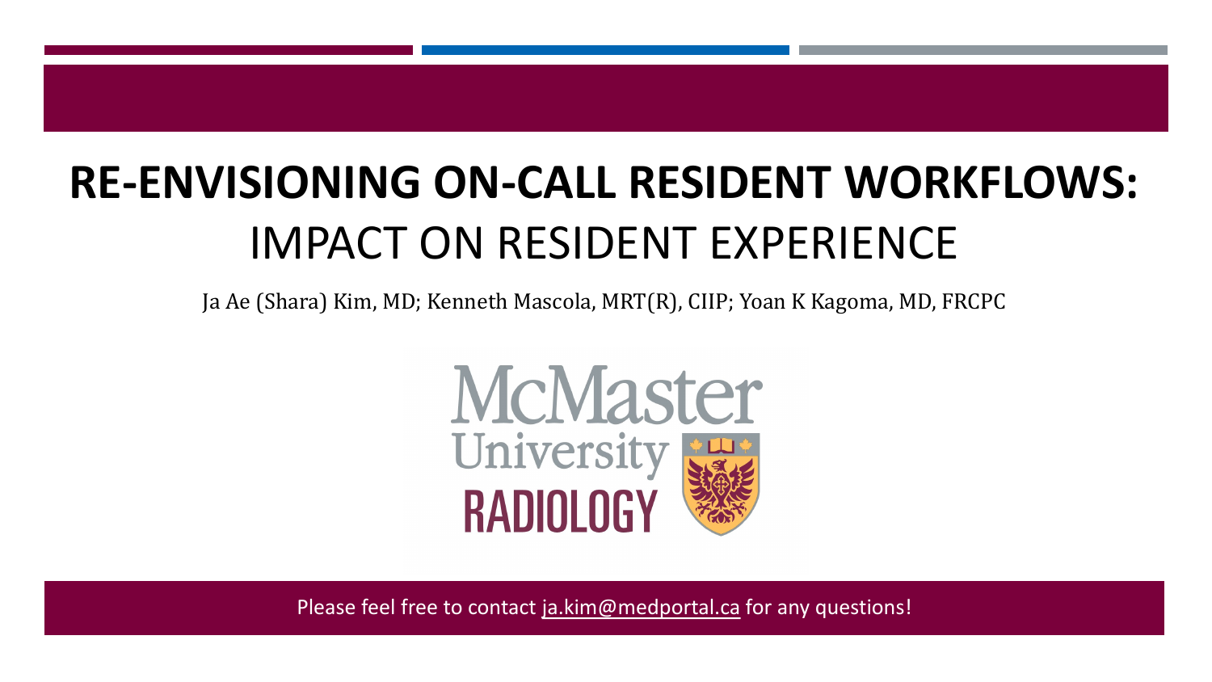# RE-ENVISIONING ON-CALL RESIDENT WORKFLOWS: IMPACT ON RESIDENT EXPERIENCE

Ja Ae (Shara) Kim, MD; Kenneth Mascola, MRT(R), CIIP; Yoan K Kagoma, MD, FRCPC

McMaster University RADIOLOGY

Please feel free to contact ja.kim@medportal.ca for any questions!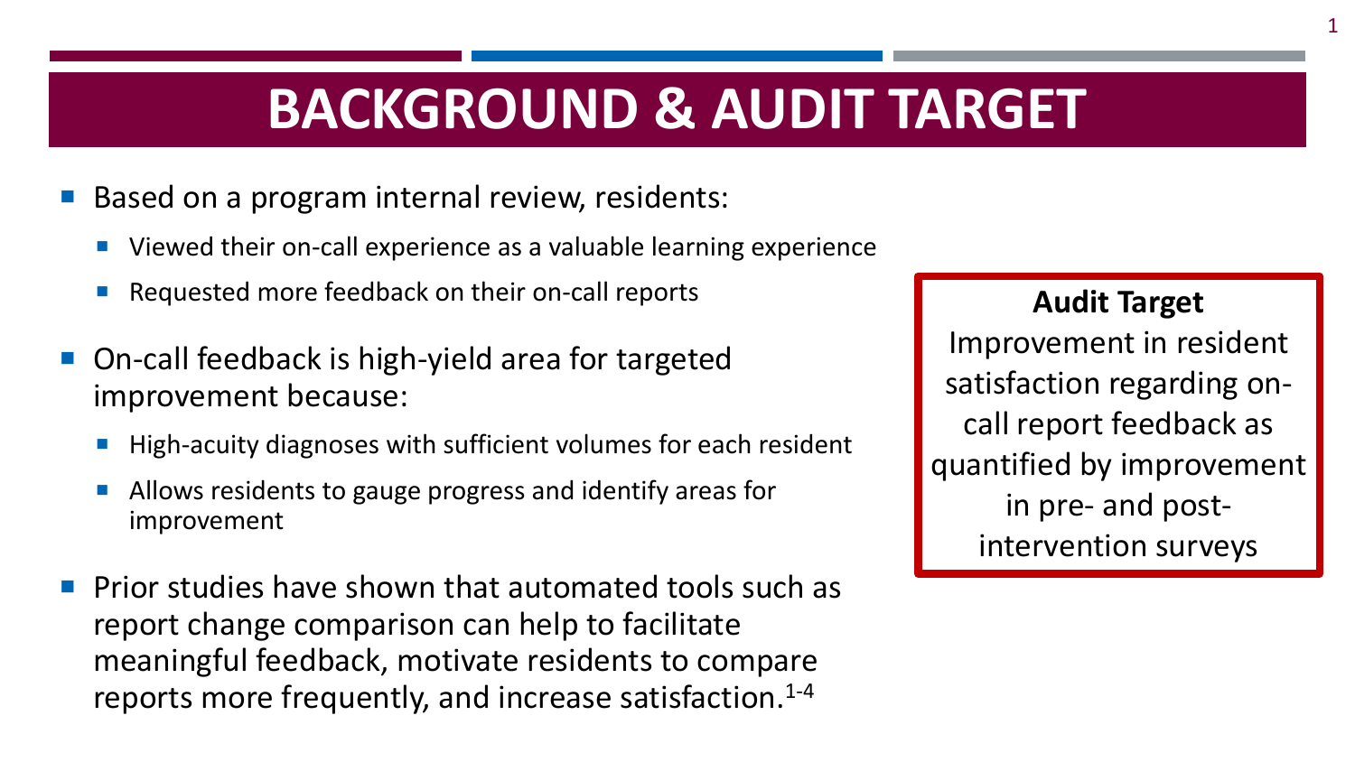# BACKGROUND & AUDIT TARGET

- Based on a program internal review, residents:
  - Viewed their on-call experience as a valuable learning experience
  - Requested more feedback on their on-call reports
- On-call feedback is high-yield area for targeted improvement because:
  - High-acuity diagnoses with sufficient volumes for each resident
  - Allows residents to gauge progress and identify areas for improvement
- Prior studies have shown that automated tools such as report change comparison can help to facilitate meaningful feedback, motivate residents to compare reports more frequently, and increase satisfaction.[1-4]

**Audit Target**

Improvement in resident satisfaction regarding on-call report feedback as quantified by improvement in pre- and post-intervention surveys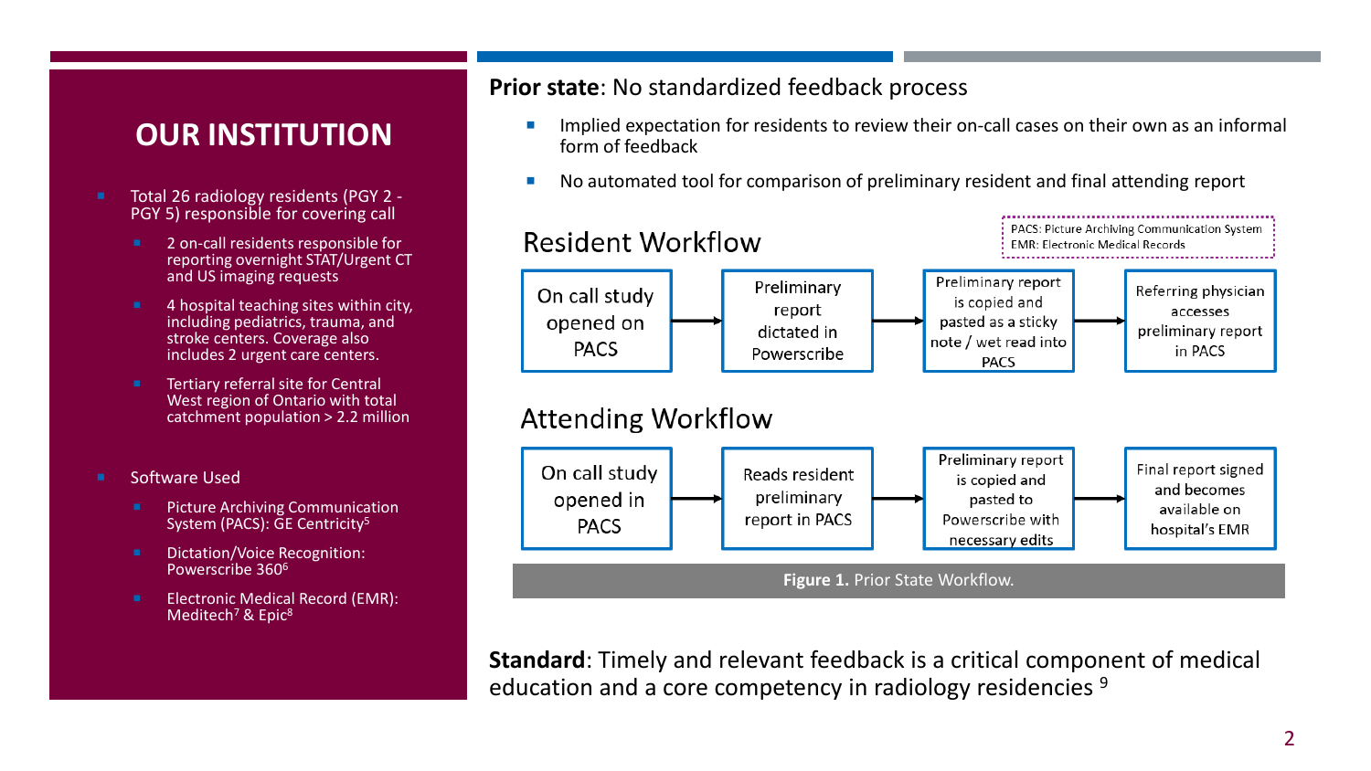# OUR INSTITUTION

- Total 26 radiology residents (PGY 2 - PGY 5) responsible for covering call
  - 2 on-call residents responsible for reporting overnight STAT/Urgent CT and US imaging requests
  - 4 hospital teaching sites within city, including pediatrics, trauma, and stroke centers. Coverage also includes 2 urgent care centers.
  - Tertiary referral site for Central West region of Ontario with total catchment population > 2.2 million
- Software Used
  - Picture Archiving Communication System (PACS): GE Centricity[5]
  - Dictation/Voice Recognition: Powerscribe 360[6]
  - Electronic Medical Record (EMR): Meditech[7] & Epic[8]

**Prior state**: No standardized feedback process

- Implied expectation for residents to review their on-call cases on their own as an informal form of feedback
- No automated tool for comparison of preliminary resident and final attending report

## Resident Workflow

PACS: Picture Archiving Communication System
EMR: Electronic Medical Records

On call study opened on PACS → Preliminary report dictated in Powerscribe → Preliminary report is copied and pasted as a sticky note / wet read into PACS → Referring physician accesses preliminary report in PACS

## Attending Workflow

On call study opened in PACS → Reads resident preliminary report in PACS → Preliminary report is copied and pasted to Powerscribe with necessary edits → Final report signed and becomes available on hospital's EMR

**Figure 1.** Prior State Workflow.

**Standard**: Timely and relevant feedback is a critical component of medical education and a core competency in radiology residencies [9]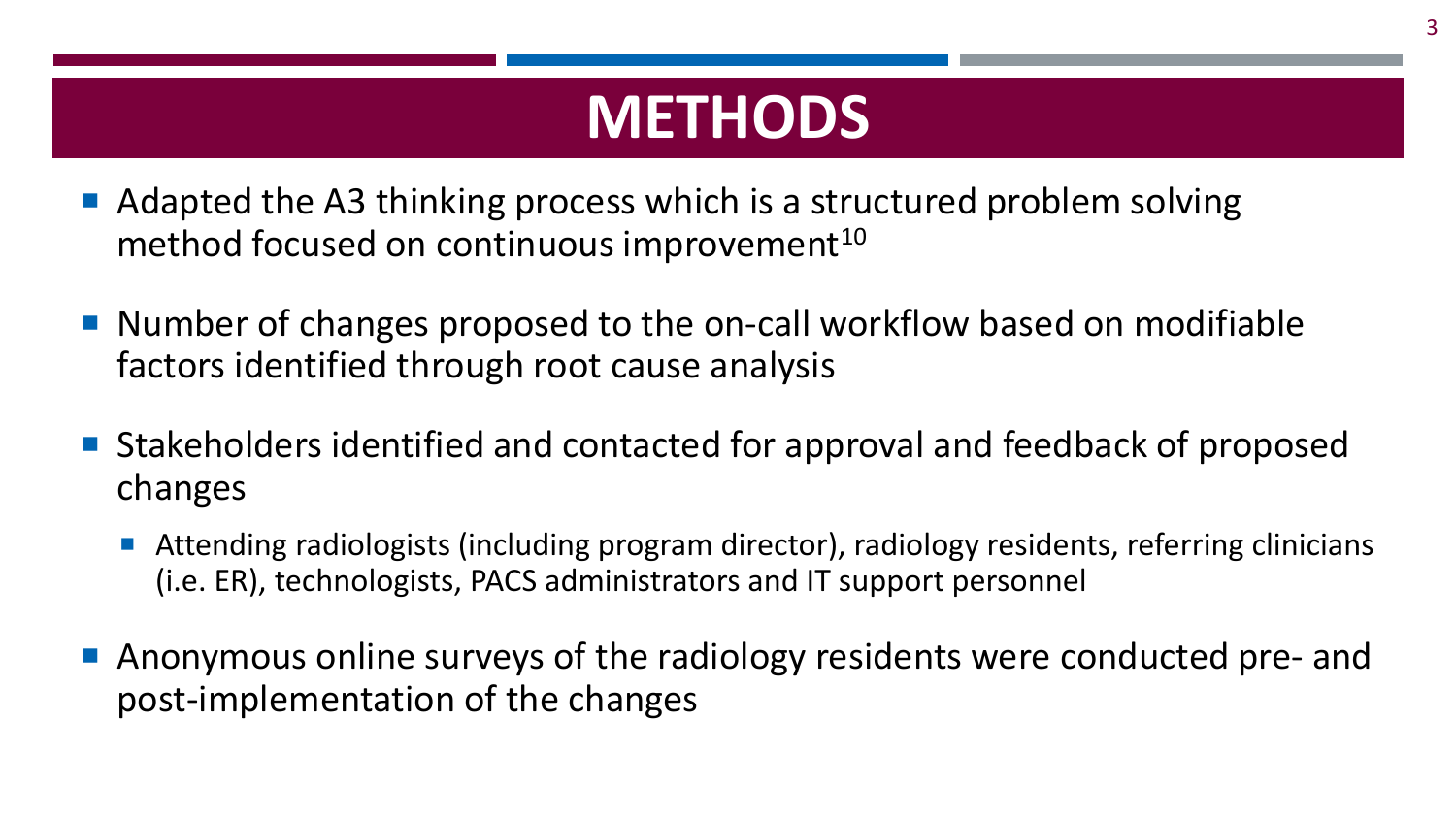# METHODS

- Adapted the A3 thinking process which is a structured problem solving method focused on continuous improvement[10]
- Number of changes proposed to the on-call workflow based on modifiable factors identified through root cause analysis
- Stakeholders identified and contacted for approval and feedback of proposed changes
  - Attending radiologists (including program director), radiology residents, referring clinicians (i.e. ER), technologists, PACS administrators and IT support personnel
- Anonymous online surveys of the radiology residents were conducted pre- and post-implementation of the changes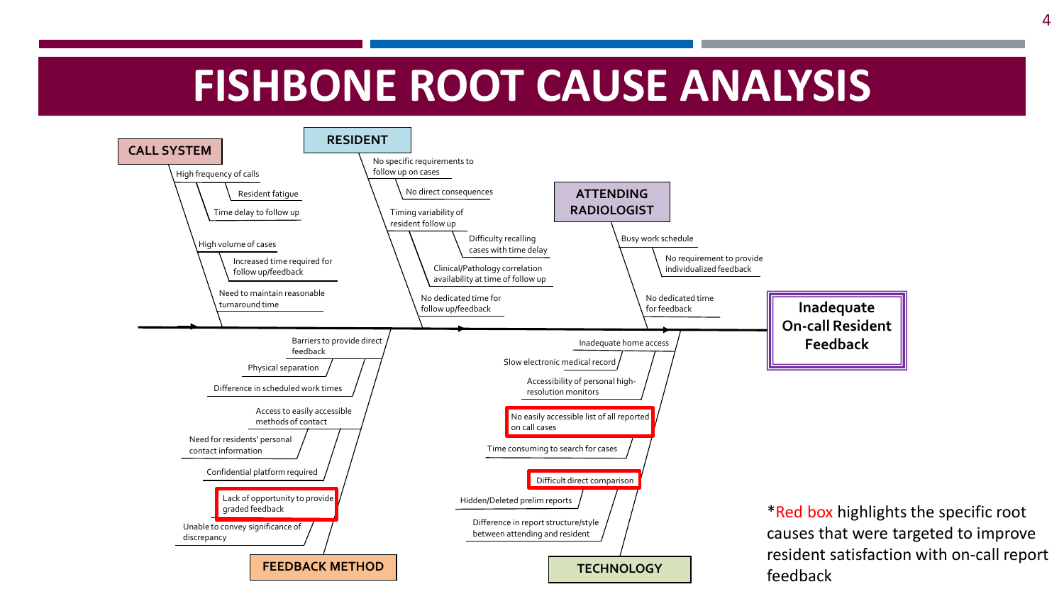# FISHBONE ROOT CAUSE ANALYSIS

**Inadequate On-call Resident Feedback**

## CALL SYSTEM

- High frequency of calls
  - Resident fatigue
  - Time delay to follow up
- High volume of cases
  - Increased time required for follow up/feedback
  - Need to maintain reasonable turnaround time

## RESIDENT

- No specific requirements to follow up on cases
  - No direct consequences
- Timing variability of resident follow up
  - Difficulty recalling cases with time delay
  - Clinical/Pathology correlation availability at time of follow up
- No dedicated time for follow up/feedback

## ATTENDING RADIOLOGIST

- Busy work schedule
  - No requirement to provide individualized feedback
- No dedicated time for feedback

## FEEDBACK METHOD

- Barriers to provide direct feedback
  - Physical separation
  - Difference in scheduled work times
- Access to easily accessible methods of contact
  - Need for residents' personal contact information
  - Confidential platform required
- **Lack of opportunity to provide graded feedback** *(red box)*
  - Unable to convey significance of discrepancy

## TECHNOLOGY

- Inadequate home access
  - Slow electronic medical record
  - Accessibility of personal high-resolution monitors
- **No easily accessible list of all reported on call cases** *(red box)*
  - Time consuming to search for cases
- **Difficult direct comparison** *(red box)*
  - Hidden/Deleted prelim reports
  - Difference in report structure/style between attending and resident

*Red box highlights the specific root causes that were targeted to improve resident satisfaction with on-call report feedback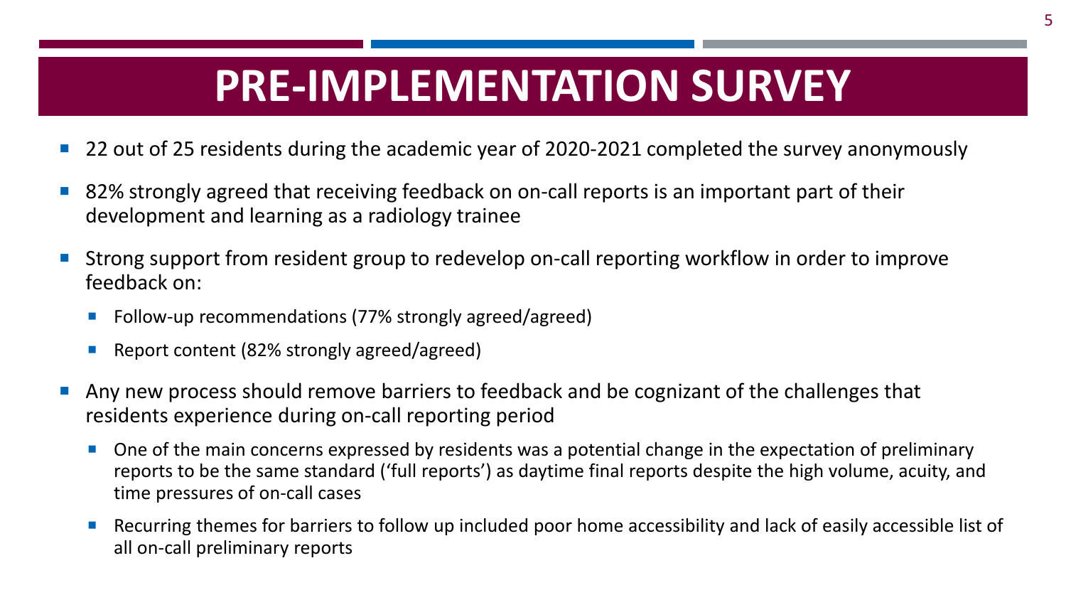# PRE-IMPLEMENTATION SURVEY

- 22 out of 25 residents during the academic year of 2020-2021 completed the survey anonymously
- 82% strongly agreed that receiving feedback on on-call reports is an important part of their development and learning as a radiology trainee
- Strong support from resident group to redevelop on-call reporting workflow in order to improve feedback on:
  - Follow-up recommendations (77% strongly agreed/agreed)
  - Report content (82% strongly agreed/agreed)
- Any new process should remove barriers to feedback and be cognizant of the challenges that residents experience during on-call reporting period
  - One of the main concerns expressed by residents was a potential change in the expectation of preliminary reports to be the same standard ('full reports') as daytime final reports despite the high volume, acuity, and time pressures of on-call cases
  - Recurring themes for barriers to follow up included poor home accessibility and lack of easily accessible list of all on-call preliminary reports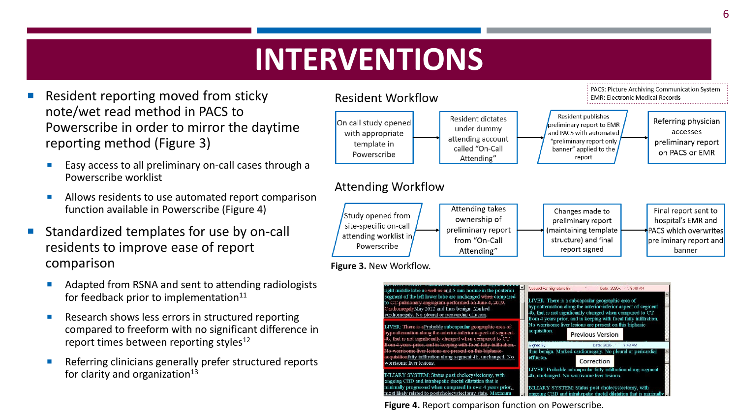# INTERVENTIONS

- Resident reporting moved from sticky note/wet read method in PACS to Powerscribe in order to mirror the daytime reporting method (Figure 3)
  - Easy access to all preliminary on-call cases through a Powerscribe worklist
  - Allows residents to use automated report comparison function available in Powerscribe (Figure 4)
- Standardized templates for use by on-call residents to improve ease of report comparison
  - Adapted from RSNA and sent to attending radiologists for feedback prior to implementation[11]
  - Research shows less errors in structured reporting compared to freeform with no significant difference in report times between reporting styles[12]
  - Referring clinicians generally prefer structured reports for clarity and organization[13]

PACS: Picture Archiving Communication System
EMR: Electronic Medical Records

**Resident Workflow**

On call study opened with appropriate template in Powerscribe → Resident dictates under dummy attending account called "On-Call Attending" → Resident publishes preliminary report to EMR and PACS with automated "preliminary report only banner" applied to the report → Referring physician accesses preliminary report on PACS or EMR

**Attending Workflow**

Study opened from site-specific on-call attending worklist in Powerscribe → Attending takes ownership of preliminary report from "On-Call Attending" → Changes made to preliminary report (maintaining template structure) and final report signed → Final report sent to hospital's EMR and PACS which overwrites preliminary report and banner

**Figure 3.** New Workflow.

**Figure 4.** Report comparison function on Powerscribe.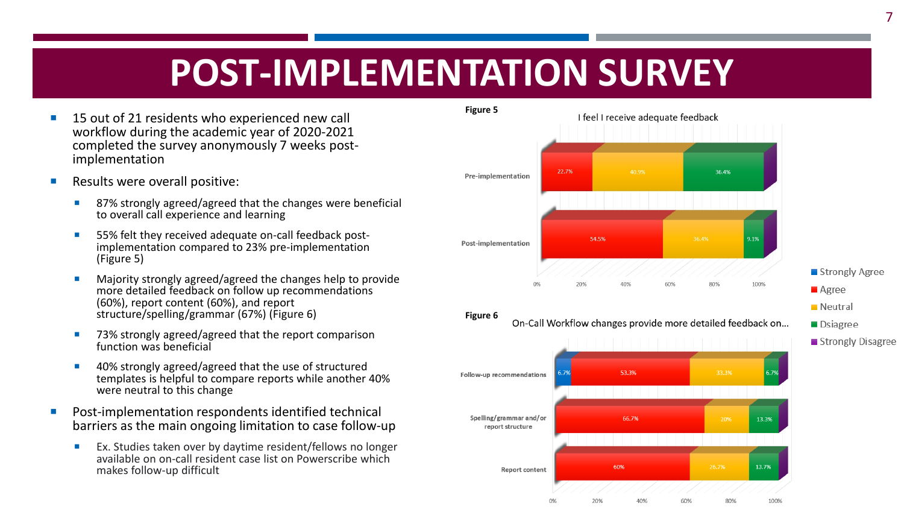# POST-IMPLEMENTATION SURVEY

- 15 out of 21 residents who experienced new call workflow during the academic year of 2020-2021 completed the survey anonymously 7 weeks post-implementation
- Results were overall positive:
  - 87% strongly agreed/agreed that the changes were beneficial to overall call experience and learning
  - 55% felt they received adequate on-call feedback post-implementation compared to 23% pre-implementation (Figure 5)
  - Majority strongly agreed/agreed the changes help to provide more detailed feedback on follow up recommendations (60%), report content (60%), and report structure/spelling/grammar (67%) (Figure 6)
  - 73% strongly agreed/agreed that the report comparison function was beneficial
  - 40% strongly agreed/agreed that the use of structured templates is helpful to compare reports while another 40% were neutral to this change
- Post-implementation respondents identified technical barriers as the main ongoing limitation to case follow-up
  - Ex. Studies taken over by daytime resident/fellows no longer available on on-call resident case list on Powerscribe which makes follow-up difficult

**Figure 5**

I feel I receive adequate feedback

| | Strongly Agree | Agree | Neutral | Dsiagree | Strongly Disagree |
|---|---|---|---|---|---|
| Pre-implementation | | 22.7% | 40.9% | 36.4% | |
| Post-implementation | | 54.5% | 36.4% | 9.1% | |

**Figure 6**

On-Call Workflow changes provide more detailed feedback on...

| | Strongly Agree | Agree | Neutral | Dsiagree | Strongly Disagree |
|---|---|---|---|---|---|
| Follow-up recommendations | 6.7% | 53.3% | 33.3% | 6.7% | |
| Spelling/grammar and/or report structure | | 66.7% | 20% | 13.3% | |
| Report content | | 60% | 26.7% | 13.7% | |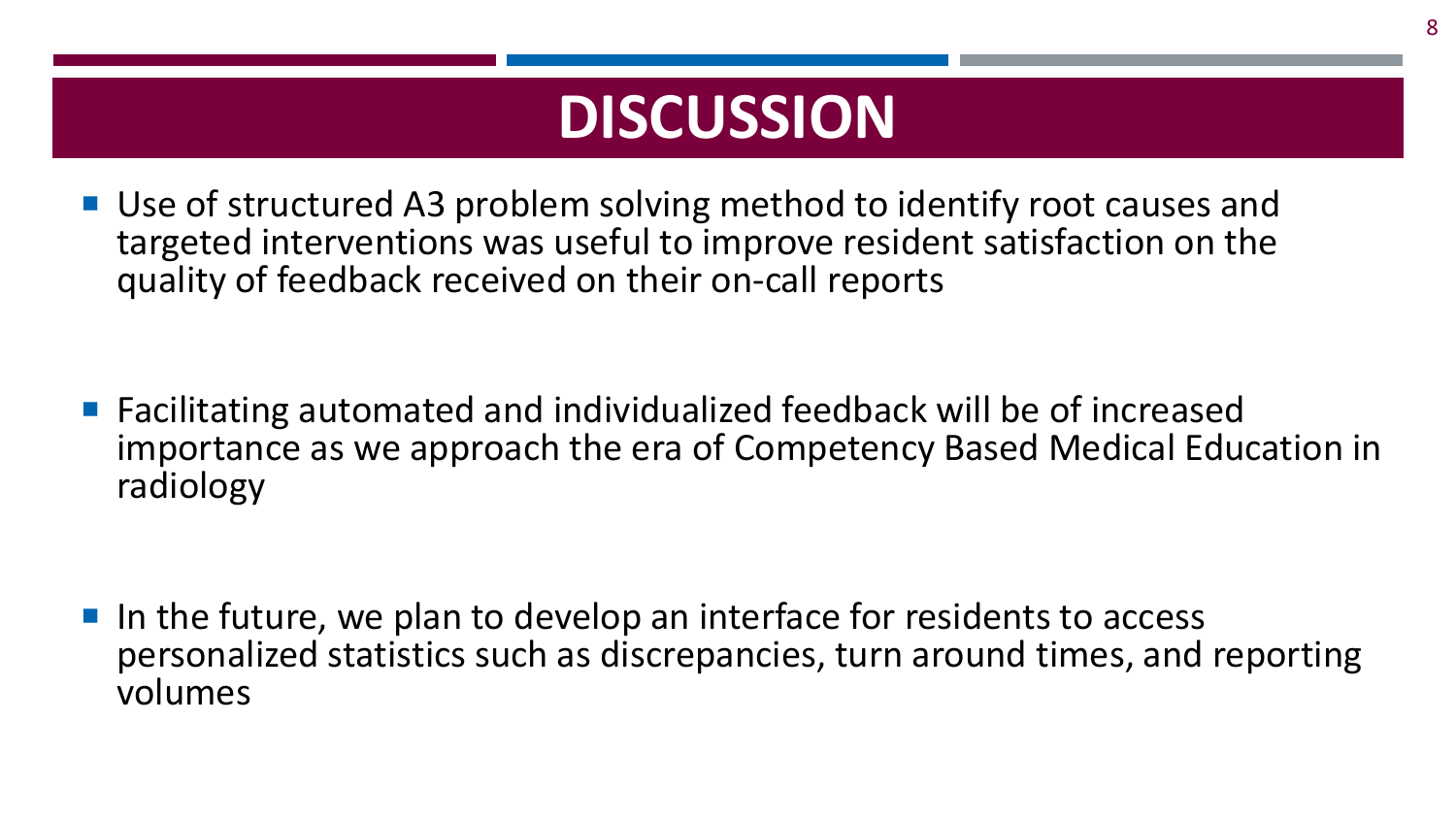# DISCUSSION

- Use of structured A3 problem solving method to identify root causes and targeted interventions was useful to improve resident satisfaction on the quality of feedback received on their on-call reports
- Facilitating automated and individualized feedback will be of increased importance as we approach the era of Competency Based Medical Education in radiology
- In the future, we plan to develop an interface for residents to access personalized statistics such as discrepancies, turn around times, and reporting volumes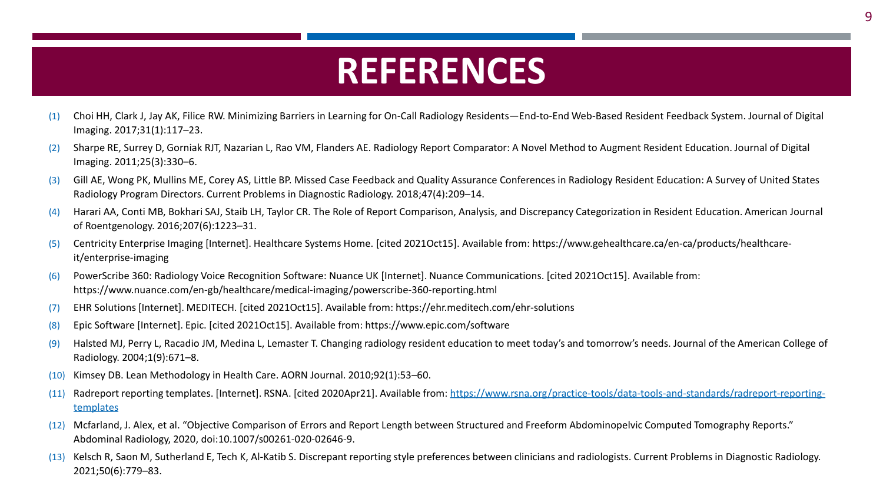# REFERENCES

(1) Choi HH, Clark J, Jay AK, Filice RW. Minimizing Barriers in Learning for On-Call Radiology Residents—End-to-End Web-Based Resident Feedback System. Journal of Digital Imaging. 2017;31(1):117–23.

(2) Sharpe RE, Surrey D, Gorniak RJT, Nazarian L, Rao VM, Flanders AE. Radiology Report Comparator: A Novel Method to Augment Resident Education. Journal of Digital Imaging. 2011;25(3):330–6.

(3) Gill AE, Wong PK, Mullins ME, Corey AS, Little BP. Missed Case Feedback and Quality Assurance Conferences in Radiology Resident Education: A Survey of United States Radiology Program Directors. Current Problems in Diagnostic Radiology. 2018;47(4):209–14.

(4) Harari AA, Conti MB, Bokhari SAJ, Staib LH, Taylor CR. The Role of Report Comparison, Analysis, and Discrepancy Categorization in Resident Education. American Journal of Roentgenology. 2016;207(6):1223–31.

(5) Centricity Enterprise Imaging [Internet]. Healthcare Systems Home. [cited 2021Oct15]. Available from: https://www.gehealthcare.ca/en-ca/products/healthcare-it/enterprise-imaging

(6) PowerScribe 360: Radiology Voice Recognition Software: Nuance UK [Internet]. Nuance Communications. [cited 2021Oct15]. Available from: https://www.nuance.com/en-gb/healthcare/medical-imaging/powerscribe-360-reporting.html

(7) EHR Solutions [Internet]. MEDITECH. [cited 2021Oct15]. Available from: https://ehr.meditech.com/ehr-solutions

(8) Epic Software [Internet]. Epic. [cited 2021Oct15]. Available from: https://www.epic.com/software

(9) Halsted MJ, Perry L, Racadio JM, Medina L, Lemaster T. Changing radiology resident education to meet today's and tomorrow's needs. Journal of the American College of Radiology. 2004;1(9):671–8.

(10) Kimsey DB. Lean Methodology in Health Care. AORN Journal. 2010;92(1):53–60.

(11) Radreport reporting templates. [Internet]. RSNA. [cited 2020Apr21]. Available from: https://www.rsna.org/practice-tools/data-tools-and-standards/radreport-reporting-templates

(12) Mcfarland, J. Alex, et al. "Objective Comparison of Errors and Report Length between Structured and Freeform Abdominopelvic Computed Tomography Reports." Abdominal Radiology, 2020, doi:10.1007/s00261-020-02646-9.

(13) Kelsch R, Saon M, Sutherland E, Tech K, Al-Katib S. Discrepant reporting style preferences between clinicians and radiologists. Current Problems in Diagnostic Radiology. 2021;50(6):779–83.